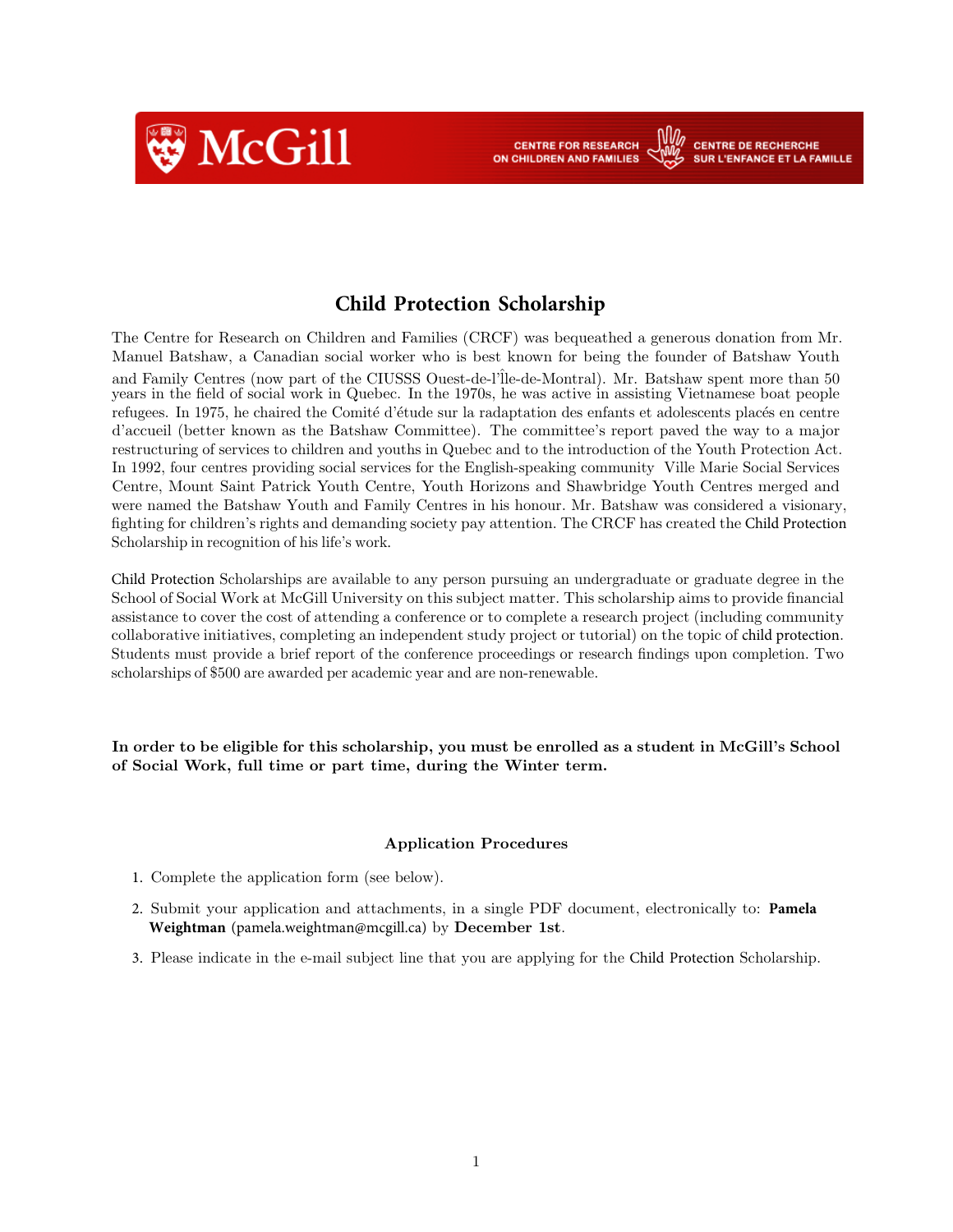McGill — CENTRE FOR RESEARCH ON CHILDREN AND FAMILIES / CENTRE DE RECHERCHE SUR L'ENFANCE ET LA FAMILLE

# Child Protection Scholarship

The Centre for Research on Children and Families (CRCF) was bequeathed a generous donation from Mr. Manuel Batshaw, a Canadian social worker who is best known for being the founder of Batshaw Youth and Family Centres (now part of the CIUSSS Ouest-de-l'Île-de-Montral). Mr. Batshaw spent more than 50 years in the field of social work in Quebec. In the 1970s, he was active in assisting Vietnamese boat people refugees. In 1975, he chaired the Comité d'étude sur la radaptation des enfants et adolescents placés en centre d'accueil (better known as the Batshaw Committee). The committee's report paved the way to a major restructuring of services to children and youths in Quebec and to the introduction of the Youth Protection Act. In 1992, four centres providing social services for the English-speaking community Ville Marie Social Services Centre, Mount Saint Patrick Youth Centre, Youth Horizons and Shawbridge Youth Centres merged and were named the Batshaw Youth and Family Centres in his honour. Mr. Batshaw was considered a visionary, fighting for children's rights and demanding society pay attention. The CRCF has created the Child Protection Scholarship in recognition of his life's work.

Child Protection Scholarships are available to any person pursuing an undergraduate or graduate degree in the School of Social Work at McGill University on this subject matter. This scholarship aims to provide financial assistance to cover the cost of attending a conference or to complete a research project (including community collaborative initiatives, completing an independent study project or tutorial) on the topic of child protection. Students must provide a brief report of the conference proceedings or research findings upon completion. Two scholarships of $500 are awarded per academic year and are non-renewable.

**In order to be eligible for this scholarship, you must be enrolled as a student in McGill's School of Social Work, full time or part time, during the Winter term.**

### Application Procedures

1. Complete the application form (see below).
2. Submit your application and attachments, in a single PDF document, electronically to: **Pamela Weightman** (pamela.weightman@mcgill.ca) by **December 1st**.
3. Please indicate in the e-mail subject line that you are applying for the Child Protection Scholarship.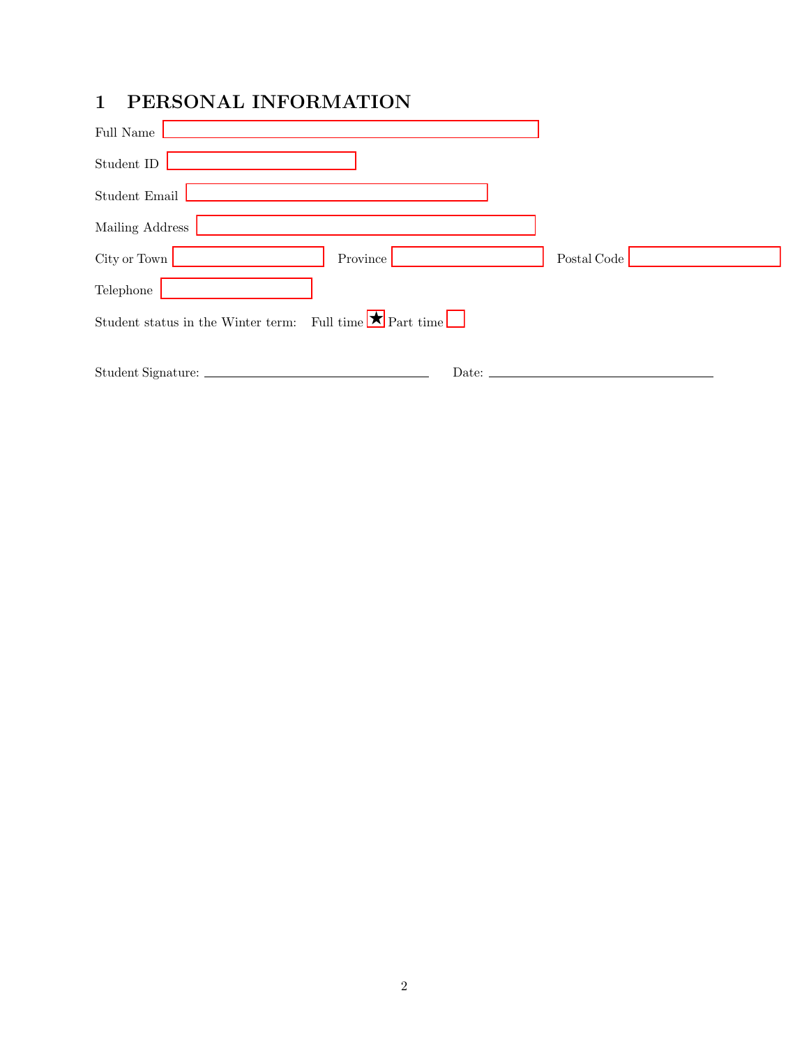# 1 PERSONAL INFORMATION

Full Name

Student ID

Student Email

Mailing Address

City or Town Province Postal Code

Telephone

Student status in the Winter term: Full time ★ Part time

Student Signature: \_\_\_\_\_\_\_\_\_\_\_\_\_\_\_\_\_\_\_\_ Date: \_\_\_\_\_\_\_\_\_\_\_\_\_\_\_\_\_\_\_\_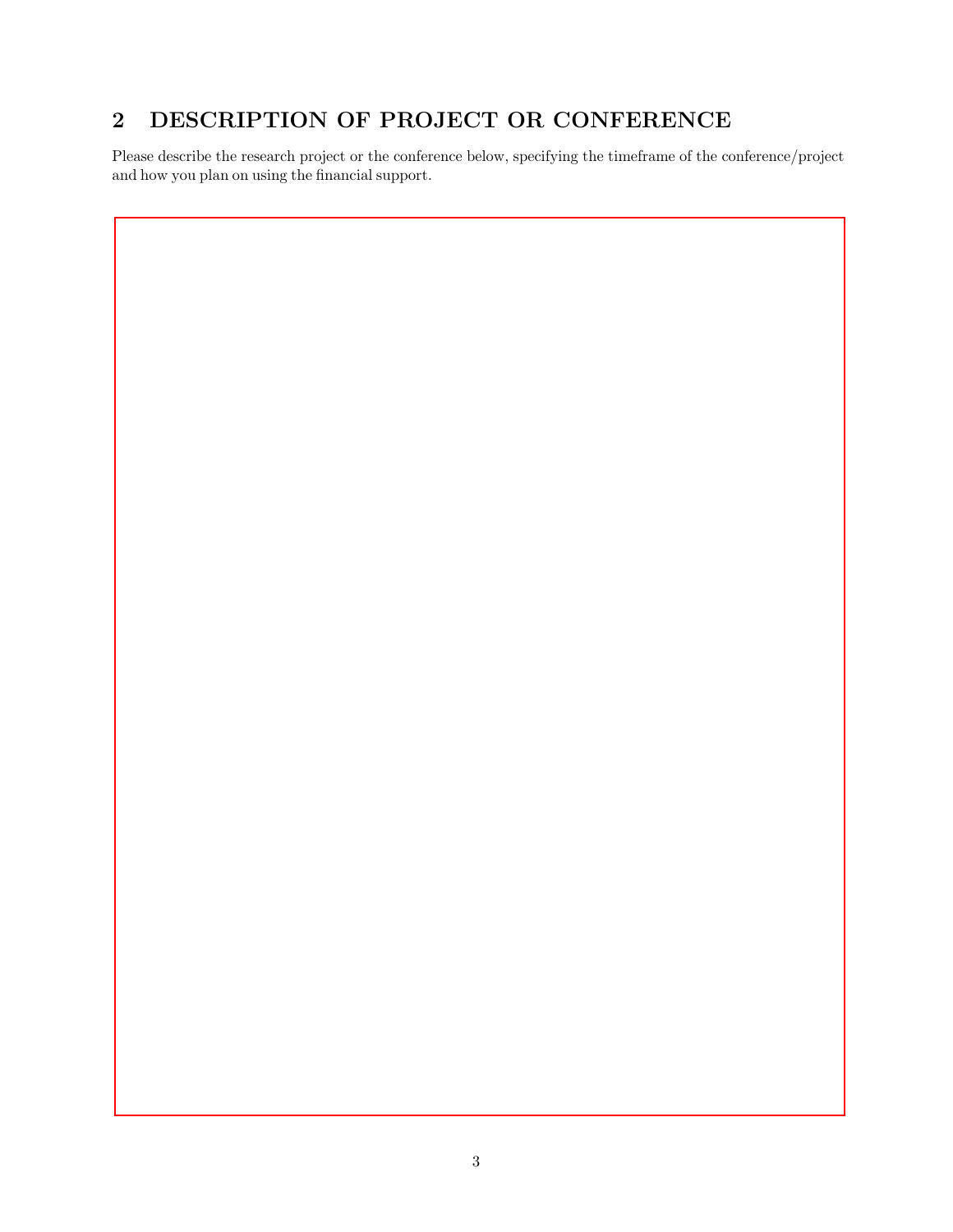## 2 DESCRIPTION OF PROJECT OR CONFERENCE

Please describe the research project or the conference below, specifying the timeframe of the conference/project and how you plan on using the financial support.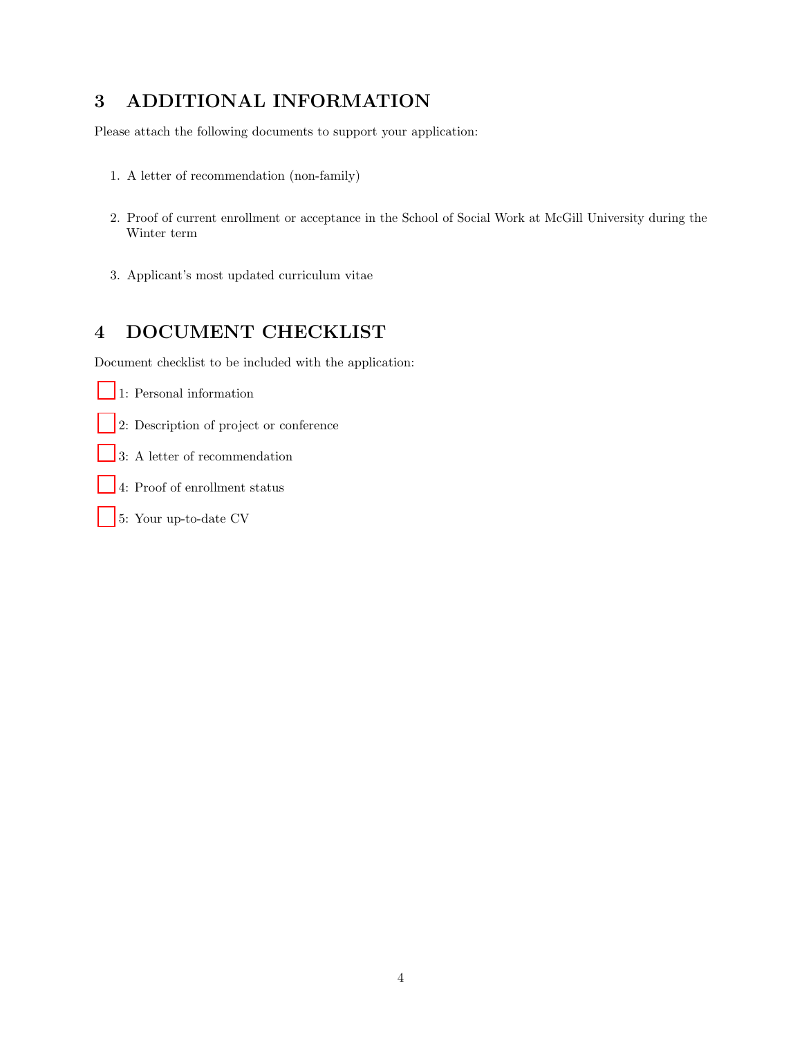## 3 ADDITIONAL INFORMATION

Please attach the following documents to support your application:

1. A letter of recommendation (non-family)

2. Proof of current enrollment or acceptance in the School of Social Work at McGill University during the Winter term

3. Applicant's most updated curriculum vitae

## 4 DOCUMENT CHECKLIST

Document checklist to be included with the application:

- [ ] 1: Personal information
- [ ] 2: Description of project or conference
- [ ] 3: A letter of recommendation
- [ ] 4: Proof of enrollment status
- [ ] 5: Your up-to-date CV